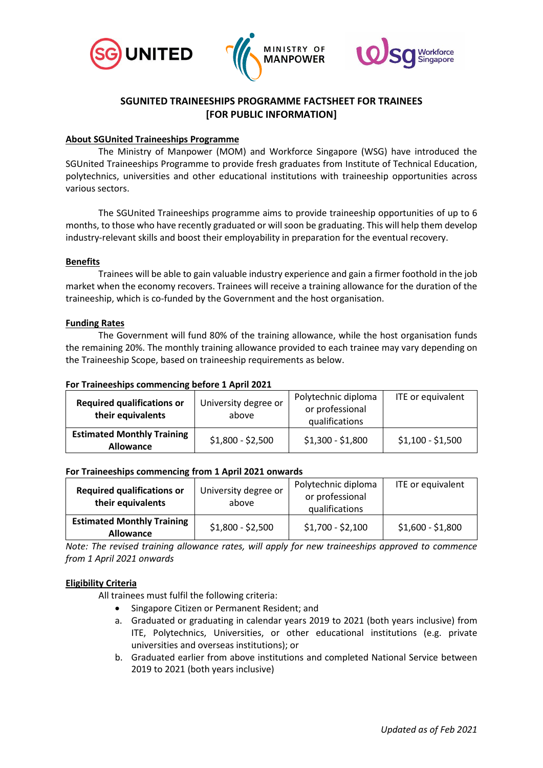# SGUNITED TRAINEESHIPS PROGRAMME FACTSHEET FOR TRAINEES [FOR PUBLIC INFORMATION]

## About SGUnited Traineeships Programme

The Ministry of Manpower (MOM) and Workforce Singapore (WSG) have introduced the SGUnited Traineeships Programme to provide fresh graduates from Institute of Technical Education, polytechnics, universities and other educational institutions with traineeship opportunities across various sectors.

The SGUnited Traineeships programme aims to provide traineeship opportunities of up to 6 months, to those who have recently graduated or will soon be graduating. This will help them develop industry-relevant skills and boost their employability in preparation for the eventual recovery.

## Benefits

Trainees will be able to gain valuable industry experience and gain a firmer foothold in the job market when the economy recovers. Trainees will receive a training allowance for the duration of the traineeship, which is co-funded by the Government and the host organisation.

## Funding Rates

The Government will fund 80% of the training allowance, while the host organisation funds the remaining 20%. The monthly training allowance provided to each trainee may vary depending on the Traineeship Scope, based on traineeship requirements as below.

**For Traineeships commencing before 1 April 2021**

| Required qualifications or their equivalents | University degree or above | Polytechnic diploma or professional qualifications | ITE or equivalent |
|---|---|---|---|
| **Estimated Monthly Training Allowance** | $1,800 - $2,500 | $1,300 - $1,800 | $1,100 - $1,500 |

**For Traineeships commencing from 1 April 2021 onwards**

| Required qualifications or their equivalents | University degree or above | Polytechnic diploma or professional qualifications | ITE or equivalent |
|---|---|---|---|
| **Estimated Monthly Training Allowance** | $1,800 - $2,500 | $1,700 - $2,100 | $1,600 - $1,800 |

*Note: The revised training allowance rates, will apply for new traineeships approved to commence from 1 April 2021 onwards*

## Eligibility Criteria

All trainees must fulfil the following criteria:

- Singapore Citizen or Permanent Resident; and

a. Graduated or graduating in calendar years 2019 to 2021 (both years inclusive) from ITE, Polytechnics, Universities, or other educational institutions (e.g. private universities and overseas institutions); or

b. Graduated earlier from above institutions and completed National Service between 2019 to 2021 (both years inclusive)

*Updated as of Feb 2021*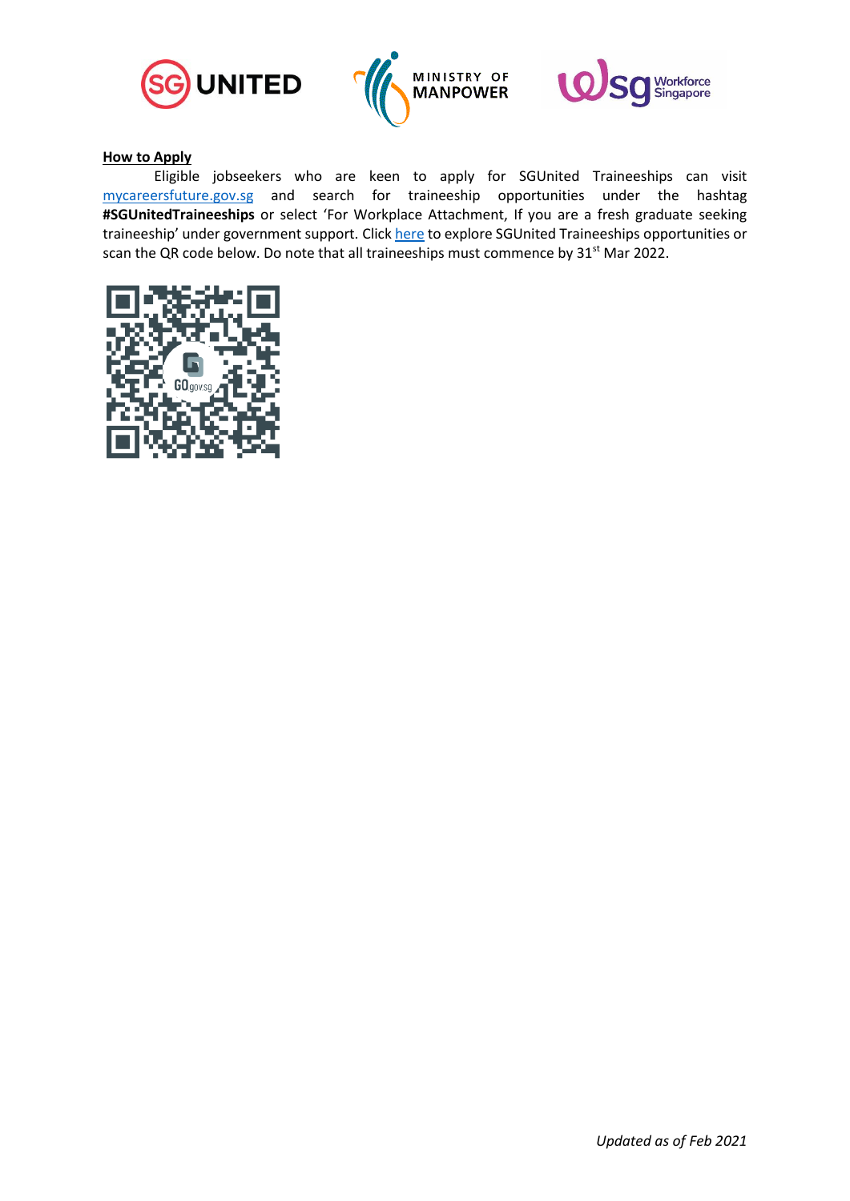**How to Apply**

Eligible jobseekers who are keen to apply for SGUnited Traineeships can visit mycareersfuture.gov.sg and search for traineeship opportunities under the hashtag **#SGUnitedTraineeships** or select 'For Workplace Attachment, If you are a fresh graduate seeking traineeship' under government support. Click here to explore SGUnited Traineeships opportunities or scan the QR code below. Do note that all traineeships must commence by 31st Mar 2022.

*Updated as of Feb 2021*